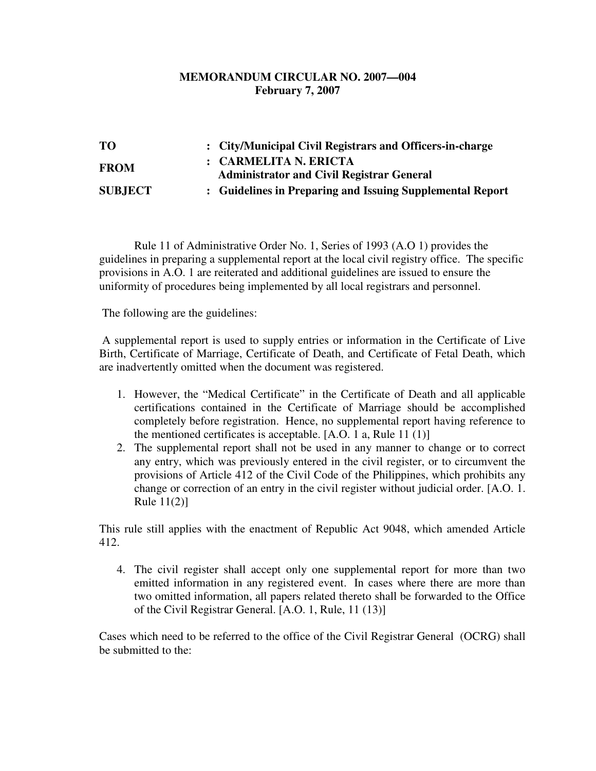**MEMORANDUM CIRCULAR NO. 2007—004**
**February 7, 2007**

| | |
|---|---|
| **TO** | **: City/Municipal Civil Registrars and Officers-in-charge** |
| **FROM** | **: CARMELITA N. ERICTA** **Administrator and Civil Registrar General** |
| **SUBJECT** | **: Guidelines in Preparing and Issuing Supplemental Report** |

Rule 11 of Administrative Order No. 1, Series of 1993 (A.O 1) provides the guidelines in preparing a supplemental report at the local civil registry office. The specific provisions in A.O. 1 are reiterated and additional guidelines are issued to ensure the uniformity of procedures being implemented by all local registrars and personnel.

The following are the guidelines:

A supplemental report is used to supply entries or information in the Certificate of Live Birth, Certificate of Marriage, Certificate of Death, and Certificate of Fetal Death, which are inadvertently omitted when the document was registered.

1. However, the "Medical Certificate" in the Certificate of Death and all applicable certifications contained in the Certificate of Marriage should be accomplished completely before registration. Hence, no supplemental report having reference to the mentioned certificates is acceptable. [A.O. 1 a, Rule 11 (1)]
2. The supplemental report shall not be used in any manner to change or to correct any entry, which was previously entered in the civil register, or to circumvent the provisions of Article 412 of the Civil Code of the Philippines, which prohibits any change or correction of an entry in the civil register without judicial order. [A.O. 1. Rule 11(2)]

This rule still applies with the enactment of Republic Act 9048, which amended Article 412.

4. The civil register shall accept only one supplemental report for more than two emitted information in any registered event. In cases where there are more than two omitted information, all papers related thereto shall be forwarded to the Office of the Civil Registrar General. [A.O. 1, Rule, 11 (13)]

Cases which need to be referred to the office of the Civil Registrar General (OCRG) shall be submitted to the: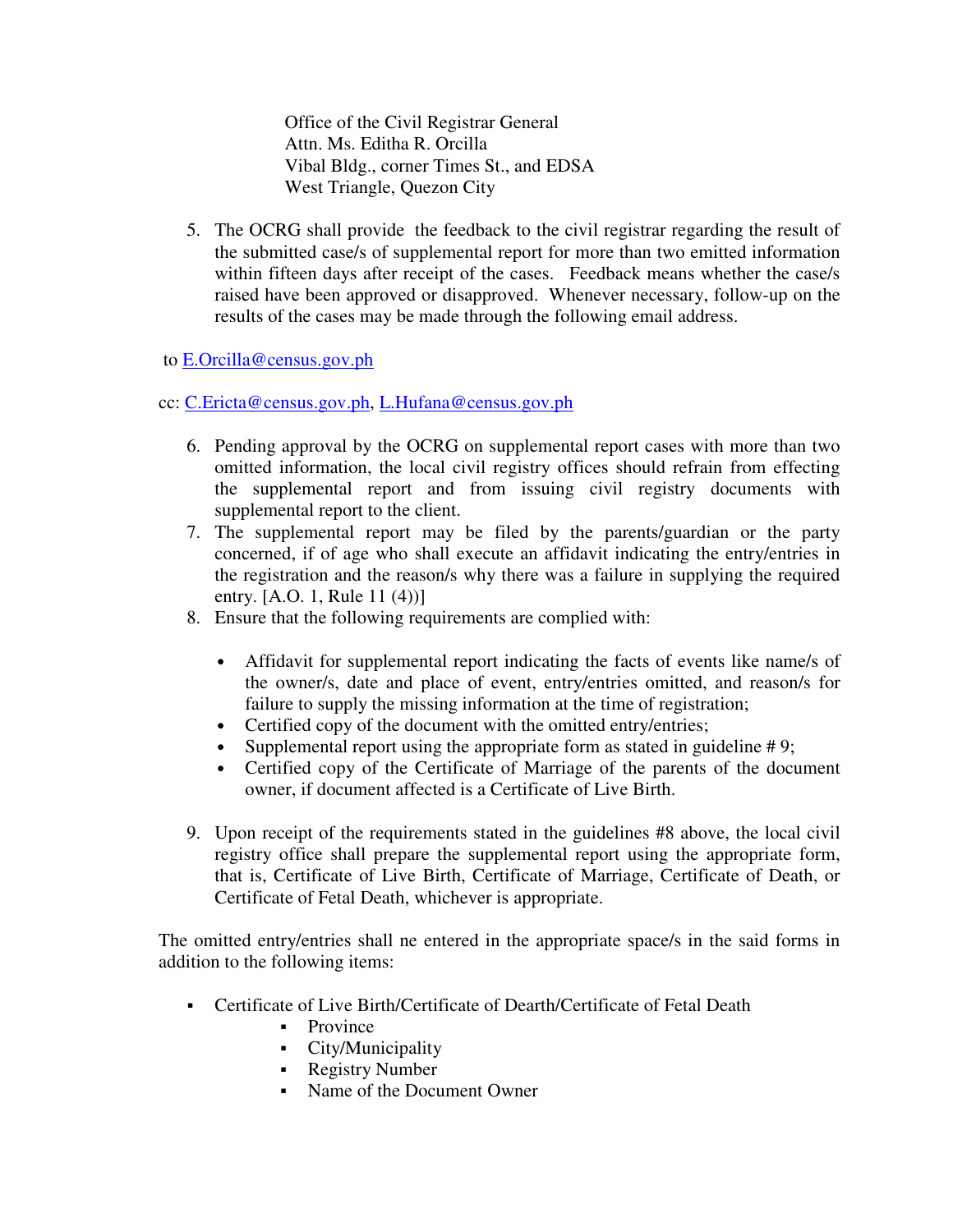Office of the Civil Registrar General
Attn. Ms. Editha R. Orcilla
Vibal Bldg., corner Times St., and EDSA
West Triangle, Quezon City

5. The OCRG shall provide the feedback to the civil registrar regarding the result of the submitted case/s of supplemental report for more than two emitted information within fifteen days after receipt of the cases. Feedback means whether the case/s raised have been approved or disapproved. Whenever necessary, follow-up on the results of the cases may be made through the following email address.

to E.Orcilla@census.gov.ph

cc: C.Ericta@census.gov.ph, L.Hufana@census.gov.ph

6. Pending approval by the OCRG on supplemental report cases with more than two omitted information, the local civil registry offices should refrain from effecting the supplemental report and from issuing civil registry documents with supplemental report to the client.
7. The supplemental report may be filed by the parents/guardian or the party concerned, if of age who shall execute an affidavit indicating the entry/entries in the registration and the reason/s why there was a failure in supplying the required entry. [A.O. 1, Rule 11 (4))]
8. Ensure that the following requirements are complied with:

   - Affidavit for supplemental report indicating the facts of events like name/s of the owner/s, date and place of event, entry/entries omitted, and reason/s for failure to supply the missing information at the time of registration;
   - Certified copy of the document with the omitted entry/entries;
   - Supplemental report using the appropriate form as stated in guideline # 9;
   - Certified copy of the Certificate of Marriage of the parents of the document owner, if document affected is a Certificate of Live Birth.

9. Upon receipt of the requirements stated in the guidelines #8 above, the local civil registry office shall prepare the supplemental report using the appropriate form, that is, Certificate of Live Birth, Certificate of Marriage, Certificate of Death, or Certificate of Fetal Death, whichever is appropriate.

The omitted entry/entries shall ne entered in the appropriate space/s in the said forms in addition to the following items:

- Certificate of Live Birth/Certificate of Dearth/Certificate of Fetal Death
  - Province
  - City/Municipality
  - Registry Number
  - Name of the Document Owner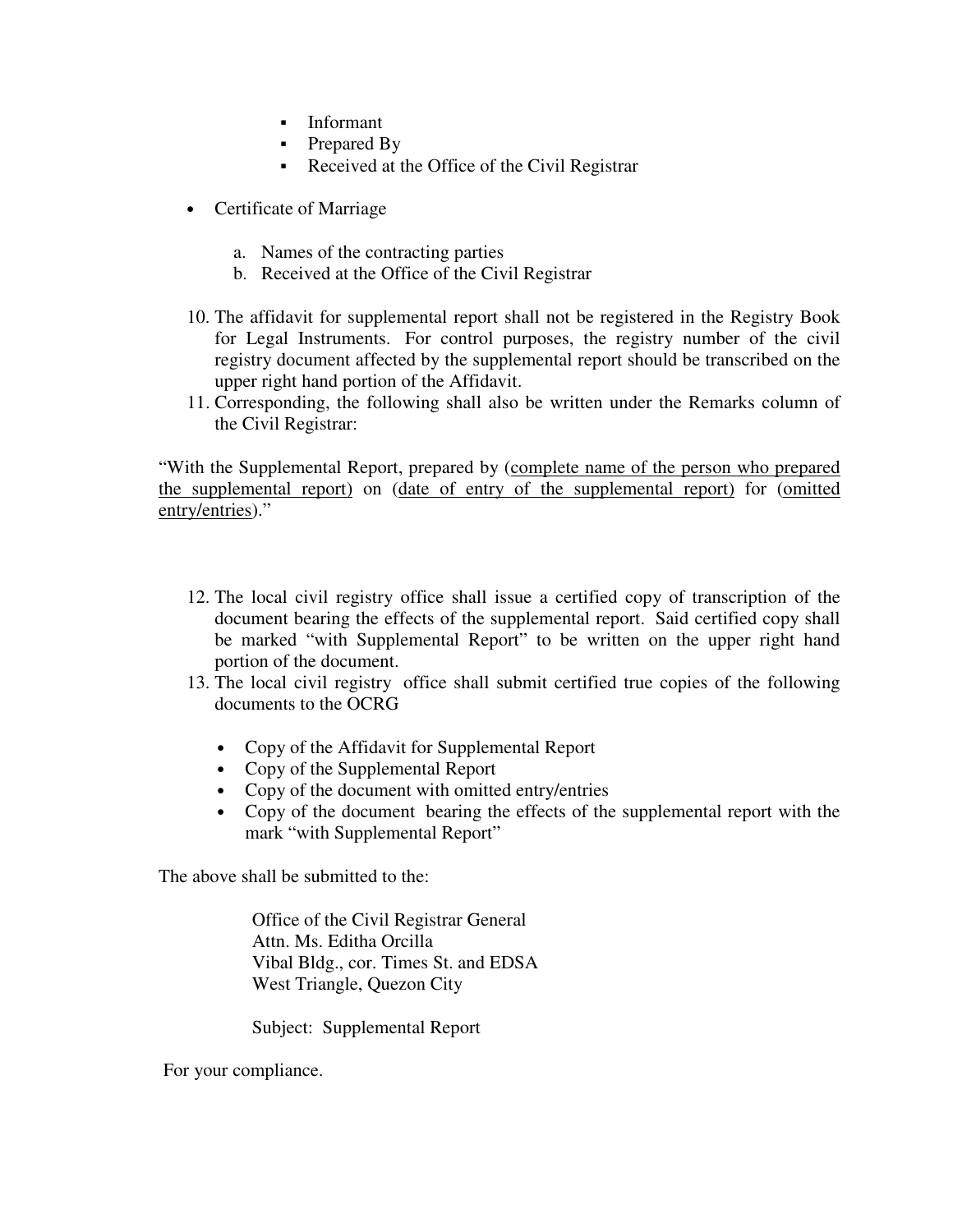- Informant
    - Prepared By
    - Received at the Office of the Civil Registrar

- Certificate of Marriage

    a. Names of the contracting parties
    b. Received at the Office of the Civil Registrar

10. The affidavit for supplemental report shall not be registered in the Registry Book for Legal Instruments. For control purposes, the registry number of the civil registry document affected by the supplemental report should be transcribed on the upper right hand portion of the Affidavit.
11. Corresponding, the following shall also be written under the Remarks column of the Civil Registrar:

"With the Supplemental Report, prepared by (<u>complete name of the person who prepared the supplemental report</u>) on (<u>date of entry of the supplemental report</u>) for (<u>omitted entry/entries</u>)."

12. The local civil registry office shall issue a certified copy of transcription of the document bearing the effects of the supplemental report. Said certified copy shall be marked "with Supplemental Report" to be written on the upper right hand portion of the document.
13. The local civil registry office shall submit certified true copies of the following documents to the OCRG

    - Copy of the Affidavit for Supplemental Report
    - Copy of the Supplemental Report
    - Copy of the document with omitted entry/entries
    - Copy of the document bearing the effects of the supplemental report with the mark "with Supplemental Report"

The above shall be submitted to the:

> Office of the Civil Registrar General
> Attn. Ms. Editha Orcilla
> Vibal Bldg., cor. Times St. and EDSA
> West Triangle, Quezon City
>
> Subject: Supplemental Report

For your compliance.